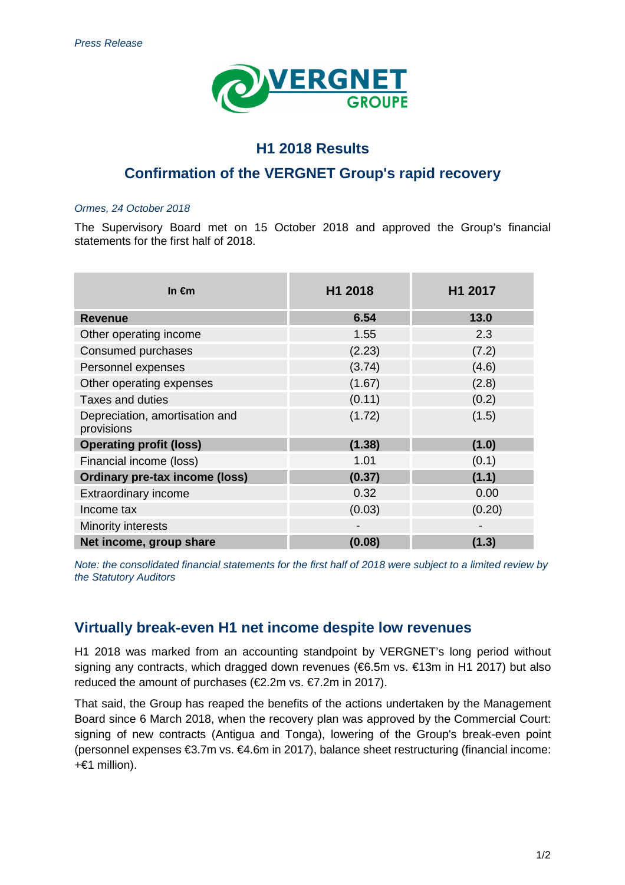*Press Release*

VERGNET GROUPE

## H1 2018 Results

## Confirmation of the VERGNET Group's rapid recovery

*Ormes, 24 October 2018*

The Supervisory Board met on 15 October 2018 and approved the Group's financial statements for the first half of 2018.

| In €m | H1 2018 | H1 2017 |
|---|---|---|
| **Revenue** | **6.54** | **13.0** |
| Other operating income | 1.55 | 2.3 |
| Consumed purchases | (2.23) | (7.2) |
| Personnel expenses | (3.74) | (4.6) |
| Other operating expenses | (1.67) | (2.8) |
| Taxes and duties | (0.11) | (0.2) |
| Depreciation, amortisation and provisions | (1.72) | (1.5) |
| **Operating profit (loss)** | **(1.38)** | **(1.0)** |
| Financial income (loss) | 1.01 | (0.1) |
| **Ordinary pre-tax income (loss)** | **(0.37)** | **(1.1)** |
| Extraordinary income | 0.32 | 0.00 |
| Income tax | (0.03) | (0.20) |
| Minority interests | - | - |
| **Net income, group share** | **(0.08)** | **(1.3)** |

*Note: the consolidated financial statements for the first half of 2018 were subject to a limited review by the Statutory Auditors*

## Virtually break-even H1 net income despite low revenues

H1 2018 was marked from an accounting standpoint by VERGNET's long period without signing any contracts, which dragged down revenues (€6.5m vs. €13m in H1 2017) but also reduced the amount of purchases (€2.2m vs. €7.2m in 2017).

That said, the Group has reaped the benefits of the actions undertaken by the Management Board since 6 March 2018, when the recovery plan was approved by the Commercial Court: signing of new contracts (Antigua and Tonga), lowering of the Group's break-even point (personnel expenses €3.7m vs. €4.6m in 2017), balance sheet restructuring (financial income: +€1 million).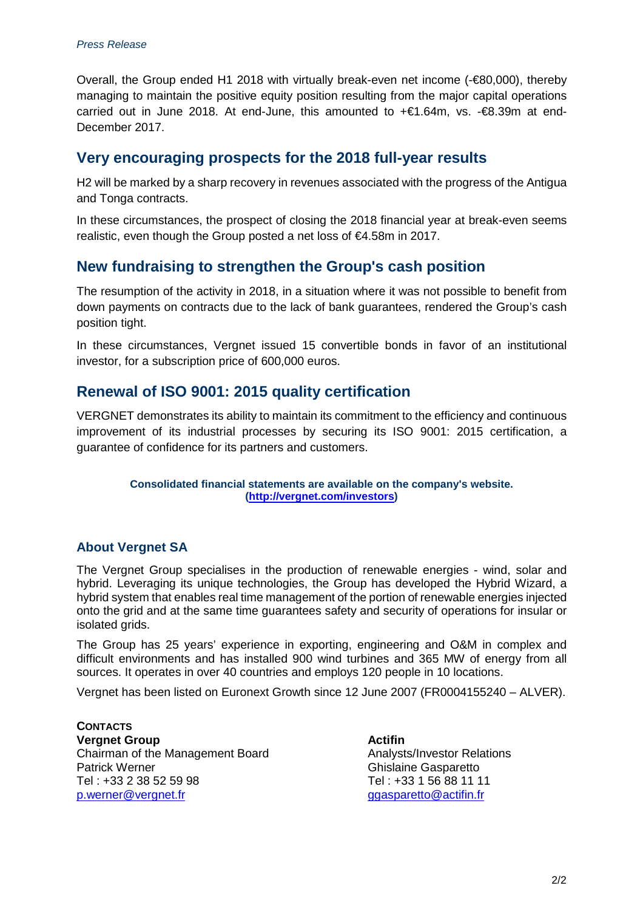*Press Release*

Overall, the Group ended H1 2018 with virtually break-even net income (-€80,000), thereby managing to maintain the positive equity position resulting from the major capital operations carried out in June 2018. At end-June, this amounted to +€1.64m, vs. -€8.39m at end-December 2017.

## Very encouraging prospects for the 2018 full-year results

H2 will be marked by a sharp recovery in revenues associated with the progress of the Antigua and Tonga contracts.

In these circumstances, the prospect of closing the 2018 financial year at break-even seems realistic, even though the Group posted a net loss of €4.58m in 2017.

## New fundraising to strengthen the Group's cash position

The resumption of the activity in 2018, in a situation where it was not possible to benefit from down payments on contracts due to the lack of bank guarantees, rendered the Group's cash position tight.

In these circumstances, Vergnet issued 15 convertible bonds in favor of an institutional investor, for a subscription price of 600,000 euros.

## Renewal of ISO 9001: 2015 quality certification

VERGNET demonstrates its ability to maintain its commitment to the efficiency and continuous improvement of its industrial processes by securing its ISO 9001: 2015 certification, a guarantee of confidence for its partners and customers.

**Consolidated financial statements are available on the company's website. (http://vergnet.com/investors)**

### About Vergnet SA

The Vergnet Group specialises in the production of renewable energies - wind, solar and hybrid. Leveraging its unique technologies, the Group has developed the Hybrid Wizard, a hybrid system that enables real time management of the portion of renewable energies injected onto the grid and at the same time guarantees safety and security of operations for insular or isolated grids.

The Group has 25 years' experience in exporting, engineering and O&M in complex and difficult environments and has installed 900 wind turbines and 365 MW of energy from all sources. It operates in over 40 countries and employs 120 people in 10 locations.

Vergnet has been listed on Euronext Growth since 12 June 2007 (FR0004155240 – ALVER).

**CONTACTS**

**Vergnet Group**
Chairman of the Management Board
Patrick Werner
Tel : +33 2 38 52 59 98
p.werner@vergnet.fr

**Actifin**
Analysts/Investor Relations
Ghislaine Gasparetto
Tel : +33 1 56 88 11 11
ggasparetto@actifin.fr